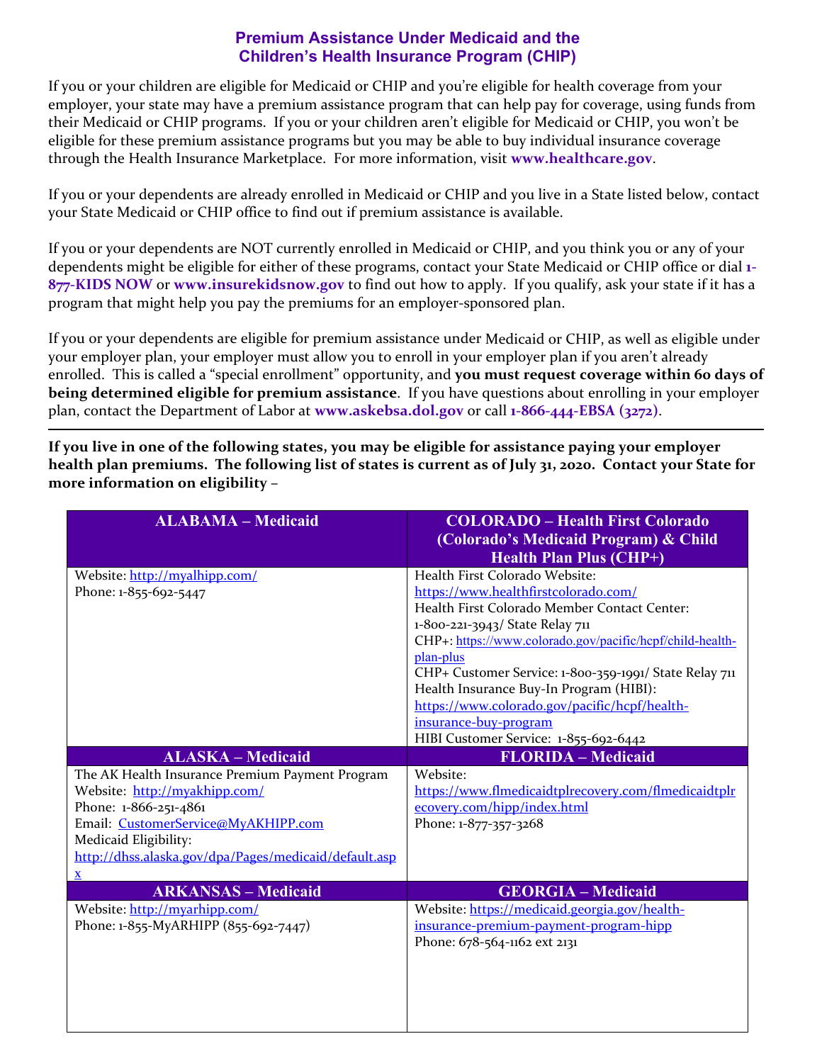# Premium Assistance Under Medicaid and the Children's Health Insurance Program (CHIP)

If you or your children are eligible for Medicaid or CHIP and you're eligible for health coverage from your employer, your state may have a premium assistance program that can help pay for coverage, using funds from their Medicaid or CHIP programs. If you or your children aren't eligible for Medicaid or CHIP, you won't be eligible for these premium assistance programs but you may be able to buy individual insurance coverage through the Health Insurance Marketplace. For more information, visit **www.healthcare.gov**.

If you or your dependents are already enrolled in Medicaid or CHIP and you live in a State listed below, contact your State Medicaid or CHIP office to find out if premium assistance is available.

If you or your dependents are NOT currently enrolled in Medicaid or CHIP, and you think you or any of your dependents might be eligible for either of these programs, contact your State Medicaid or CHIP office or dial **1-877-KIDS NOW** or **www.insurekidsnow.gov** to find out how to apply. If you qualify, ask your state if it has a program that might help you pay the premiums for an employer-sponsored plan.

If you or your dependents are eligible for premium assistance under Medicaid or CHIP, as well as eligible under your employer plan, your employer must allow you to enroll in your employer plan if you aren't already enrolled. This is called a "special enrollment" opportunity, and **you must request coverage within 60 days of being determined eligible for premium assistance**. If you have questions about enrolling in your employer plan, contact the Department of Labor at **www.askebsa.dol.gov** or call **1-866-444-EBSA (3272)**.

---

**If you live in one of the following states, you may be eligible for assistance paying your employer health plan premiums. The following list of states is current as of July 31, 2020. Contact your State for more information on eligibility –**

| ALABAMA – Medicaid | COLORADO – Health First Colorado (Colorado's Medicaid Program) & Child Health Plan Plus (CHP+) |
|---|---|
| Website: http://myalhipp.com/<br>Phone: 1-855-692-5447 | Health First Colorado Website: https://www.healthfirstcolorado.com/<br>Health First Colorado Member Contact Center: 1-800-221-3943/ State Relay 711<br>CHP+: https://www.colorado.gov/pacific/hcpf/child-health-plan-plus<br>CHP+ Customer Service: 1-800-359-1991/ State Relay 711<br>Health Insurance Buy-In Program (HIBI): https://www.colorado.gov/pacific/hcpf/health-insurance-buy-program<br>HIBI Customer Service: 1-855-692-6442 |
| **ALASKA – Medicaid** | **FLORIDA – Medicaid** |
| The AK Health Insurance Premium Payment Program<br>Website: http://myakhipp.com/<br>Phone: 1-866-251-4861<br>Email: CustomerService@MyAKHIPP.com<br>Medicaid Eligibility: http://dhss.alaska.gov/dpa/Pages/medicaid/default.aspx | Website: https://www.flmedicaidtplrecovery.com/flmedicaidtplrecovery.com/hipp/index.html<br>Phone: 1-877-357-3268 |
| **ARKANSAS – Medicaid** | **GEORGIA – Medicaid** |
| Website: http://myarhipp.com/<br>Phone: 1-855-MyARHIPP (855-692-7447) | Website: https://medicaid.georgia.gov/health-insurance-premium-payment-program-hipp<br>Phone: 678-564-1162 ext 2131 |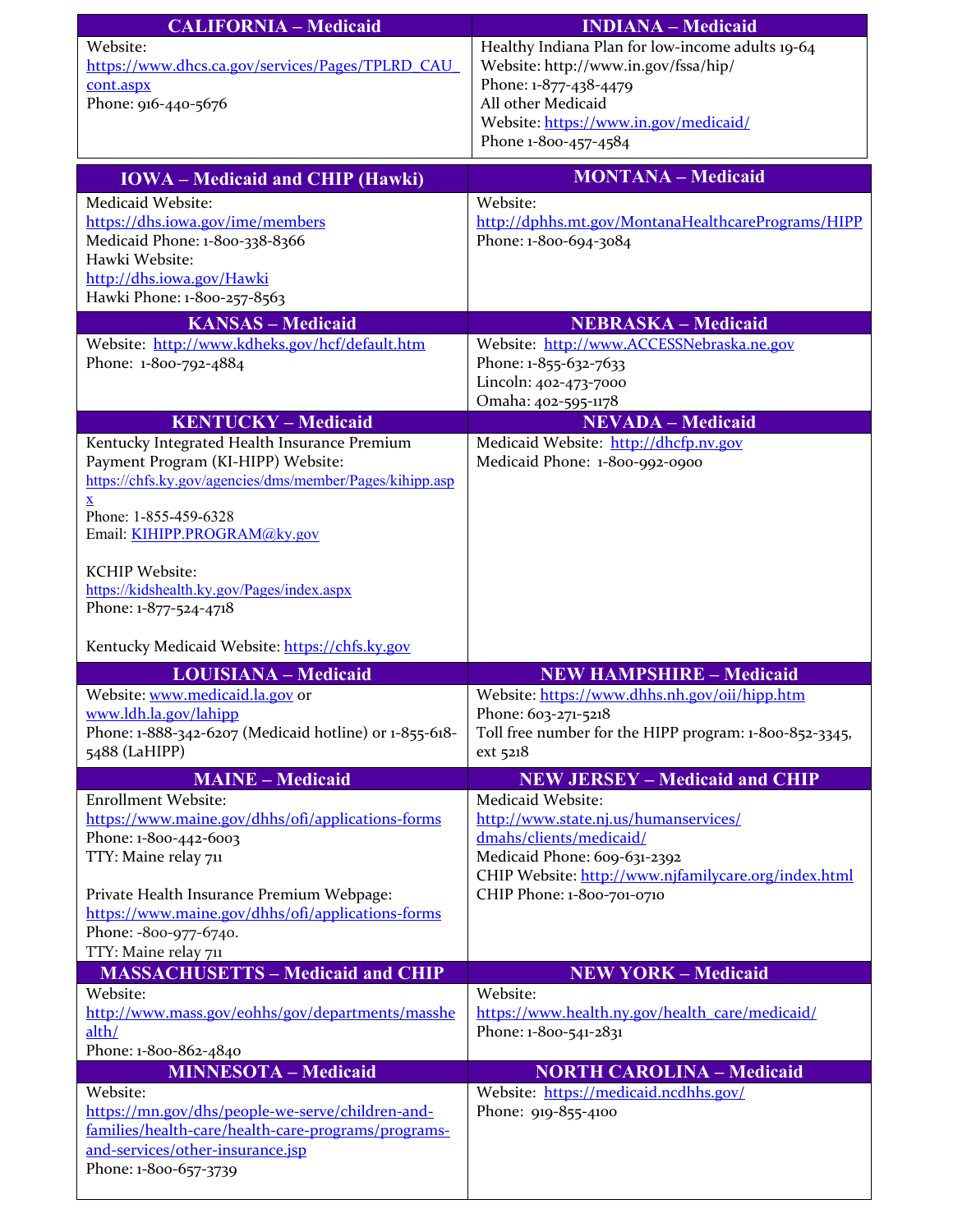| CALIFORNIA – Medicaid | INDIANA – Medicaid |
|---|---|
| Website: https://www.dhcs.ca.gov/services/Pages/TPLRD_CAU_cont.aspx<br>Phone: 916-440-5676 | Healthy Indiana Plan for low-income adults 19-64<br>Website: http://www.in.gov/fssa/hip/<br>Phone: 1-877-438-4479<br>All other Medicaid<br>Website: https://www.in.gov/medicaid/<br>Phone 1-800-457-4584 |

| IOWA – Medicaid and CHIP (Hawki) | MONTANA – Medicaid |
|---|---|
| Medicaid Website: https://dhs.iowa.gov/ime/members<br>Medicaid Phone: 1-800-338-8366<br>Hawki Website: http://dhs.iowa.gov/Hawki<br>Hawki Phone: 1-800-257-8563 | Website: http://dphhs.mt.gov/MontanaHealthcarePrograms/HIPP<br>Phone: 1-800-694-3084 |
| **KANSAS – Medicaid** | **NEBRASKA – Medicaid** |
| Website: http://www.kdheks.gov/hcf/default.htm<br>Phone: 1-800-792-4884 | Website: http://www.ACCESSNebraska.ne.gov<br>Phone: 1-855-632-7633<br>Lincoln: 402-473-7000<br>Omaha: 402-595-1178 |
| **KENTUCKY – Medicaid** | **NEVADA – Medicaid** |
| Kentucky Integrated Health Insurance Premium Payment Program (KI-HIPP) Website: https://chfs.ky.gov/agencies/dms/member/Pages/kihipp.aspx<br>Phone: 1-855-459-6328<br>Email: KIHIPP.PROGRAM@ky.gov<br><br>KCHIP Website: https://kidshealth.ky.gov/Pages/index.aspx<br>Phone: 1-877-524-4718<br><br>Kentucky Medicaid Website: https://chfs.ky.gov | Medicaid Website: http://dhcfp.nv.gov<br>Medicaid Phone: 1-800-992-0900 |
| **LOUISIANA – Medicaid** | **NEW HAMPSHIRE – Medicaid** |
| Website: www.medicaid.la.gov or www.ldh.la.gov/lahipp<br>Phone: 1-888-342-6207 (Medicaid hotline) or 1-855-618-5488 (LaHIPP) | Website: https://www.dhhs.nh.gov/oii/hipp.htm<br>Phone: 603-271-5218<br>Toll free number for the HIPP program: 1-800-852-3345, ext 5218 |
| **MAINE – Medicaid** | **NEW JERSEY – Medicaid and CHIP** |
| Enrollment Website: https://www.maine.gov/dhhs/ofi/applications-forms<br>Phone: 1-800-442-6003<br>TTY: Maine relay 711<br><br>Private Health Insurance Premium Webpage: https://www.maine.gov/dhhs/ofi/applications-forms<br>Phone: -800-977-6740.<br>TTY: Maine relay 711 | Medicaid Website: http://www.state.nj.us/humanservices/dmahs/clients/medicaid/<br>Medicaid Phone: 609-631-2392<br>CHIP Website: http://www.njfamilycare.org/index.html<br>CHIP Phone: 1-800-701-0710 |
| **MASSACHUSETTS – Medicaid and CHIP** | **NEW YORK – Medicaid** |
| Website: http://www.mass.gov/eohhs/gov/departments/masshealth/<br>Phone: 1-800-862-4840 | Website: https://www.health.ny.gov/health_care/medicaid/<br>Phone: 1-800-541-2831 |
| **MINNESOTA – Medicaid** | **NORTH CAROLINA – Medicaid** |
| Website: https://mn.gov/dhs/people-we-serve/children-and-families/health-care/health-care-programs/programs-and-services/other-insurance.jsp<br>Phone: 1-800-657-3739 | Website: https://medicaid.ncdhhs.gov/<br>Phone: 919-855-4100 |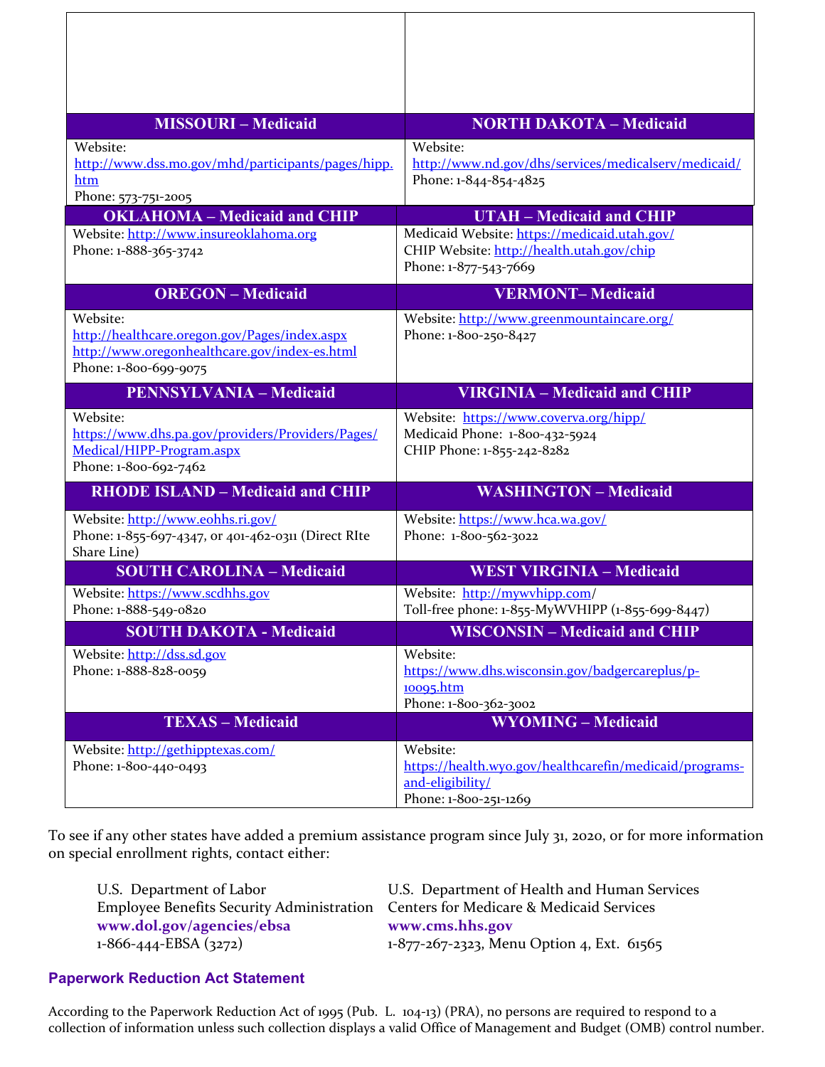| | |
|---|---|
| **MISSOURI – Medicaid** | **NORTH DAKOTA – Medicaid** |
| Website: http://www.dss.mo.gov/mhd/participants/pages/hipp.htm<br>Phone: 573-751-2005 | Website: http://www.nd.gov/dhs/services/medicalserv/medicaid/<br>Phone: 1-844-854-4825 |
| **OKLAHOMA – Medicaid and CHIP** | **UTAH – Medicaid and CHIP** |
| Website: http://www.insureoklahoma.org<br>Phone: 1-888-365-3742 | Medicaid Website: https://medicaid.utah.gov/<br>CHIP Website: http://health.utah.gov/chip<br>Phone: 1-877-543-7669 |
| **OREGON – Medicaid** | **VERMONT– Medicaid** |
| Website:<br>http://healthcare.oregon.gov/Pages/index.aspx<br>http://www.oregonhealthcare.gov/index-es.html<br>Phone: 1-800-699-9075 | Website: http://www.greenmountaincare.org/<br>Phone: 1-800-250-8427 |
| **PENNSYLVANIA – Medicaid** | **VIRGINIA – Medicaid and CHIP** |
| Website: https://www.dhs.pa.gov/providers/Providers/Pages/Medical/HIPP-Program.aspx<br>Phone: 1-800-692-7462 | Website: https://www.coverva.org/hipp/<br>Medicaid Phone: 1-800-432-5924<br>CHIP Phone: 1-855-242-8282 |
| **RHODE ISLAND – Medicaid and CHIP** | **WASHINGTON – Medicaid** |
| Website: http://www.eohhs.ri.gov/<br>Phone: 1-855-697-4347, or 401-462-0311 (Direct RIte Share Line) | Website: https://www.hca.wa.gov/<br>Phone: 1-800-562-3022 |
| **SOUTH CAROLINA – Medicaid** | **WEST VIRGINIA – Medicaid** |
| Website: https://www.scdhhs.gov<br>Phone: 1-888-549-0820 | Website: http://mywvhipp.com/<br>Toll-free phone: 1-855-MyWVHIPP (1-855-699-8447) |
| **SOUTH DAKOTA - Medicaid** | **WISCONSIN – Medicaid and CHIP** |
| Website: http://dss.sd.gov<br>Phone: 1-888-828-0059 | Website: https://www.dhs.wisconsin.gov/badgercareplus/p-10095.htm<br>Phone: 1-800-362-3002 |
| **TEXAS – Medicaid** | **WYOMING – Medicaid** |
| Website: http://gethipptexas.com/<br>Phone: 1-800-440-0493 | Website: https://health.wyo.gov/healthcarefin/medicaid/programs-and-eligibility/<br>Phone: 1-800-251-1269 |

To see if any other states have added a premium assistance program since July 31, 2020, or for more information on special enrollment rights, contact either:

U.S. Department of Labor
Employee Benefits Security Administration
**www.dol.gov/agencies/ebsa**
1-866-444-EBSA (3272)

U.S. Department of Health and Human Services
Centers for Medicare & Medicaid Services
**www.cms.hhs.gov**
1-877-267-2323, Menu Option 4, Ext. 61565

## Paperwork Reduction Act Statement

According to the Paperwork Reduction Act of 1995 (Pub. L. 104-13) (PRA), no persons are required to respond to a collection of information unless such collection displays a valid Office of Management and Budget (OMB) control number.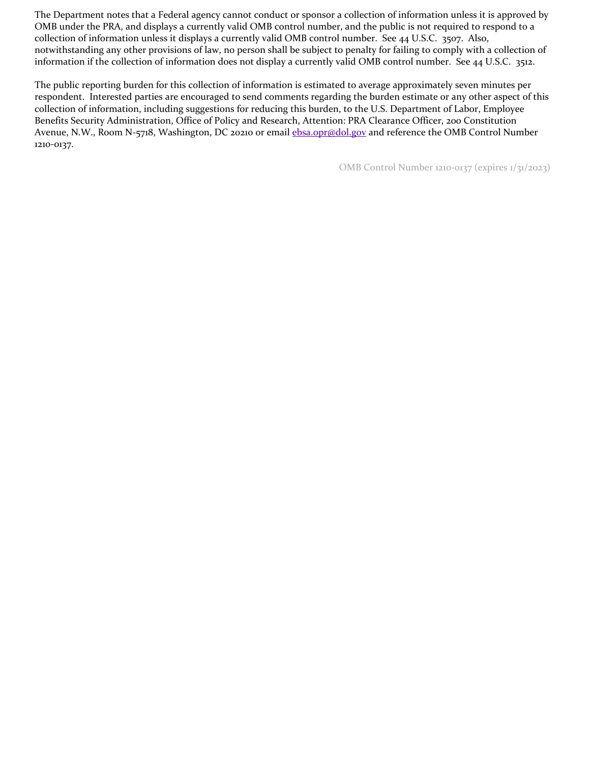The Department notes that a Federal agency cannot conduct or sponsor a collection of information unless it is approved by OMB under the PRA, and displays a currently valid OMB control number, and the public is not required to respond to a collection of information unless it displays a currently valid OMB control number. See 44 U.S.C. 3507. Also, notwithstanding any other provisions of law, no person shall be subject to penalty for failing to comply with a collection of information if the collection of information does not display a currently valid OMB control number. See 44 U.S.C. 3512.

The public reporting burden for this collection of information is estimated to average approximately seven minutes per respondent. Interested parties are encouraged to send comments regarding the burden estimate or any other aspect of this collection of information, including suggestions for reducing this burden, to the U.S. Department of Labor, Employee Benefits Security Administration, Office of Policy and Research, Attention: PRA Clearance Officer, 200 Constitution Avenue, N.W., Room N-5718, Washington, DC 20210 or email ebsa.opr@dol.gov and reference the OMB Control Number 1210-0137.

OMB Control Number 1210-0137 (expires 1/31/2023)